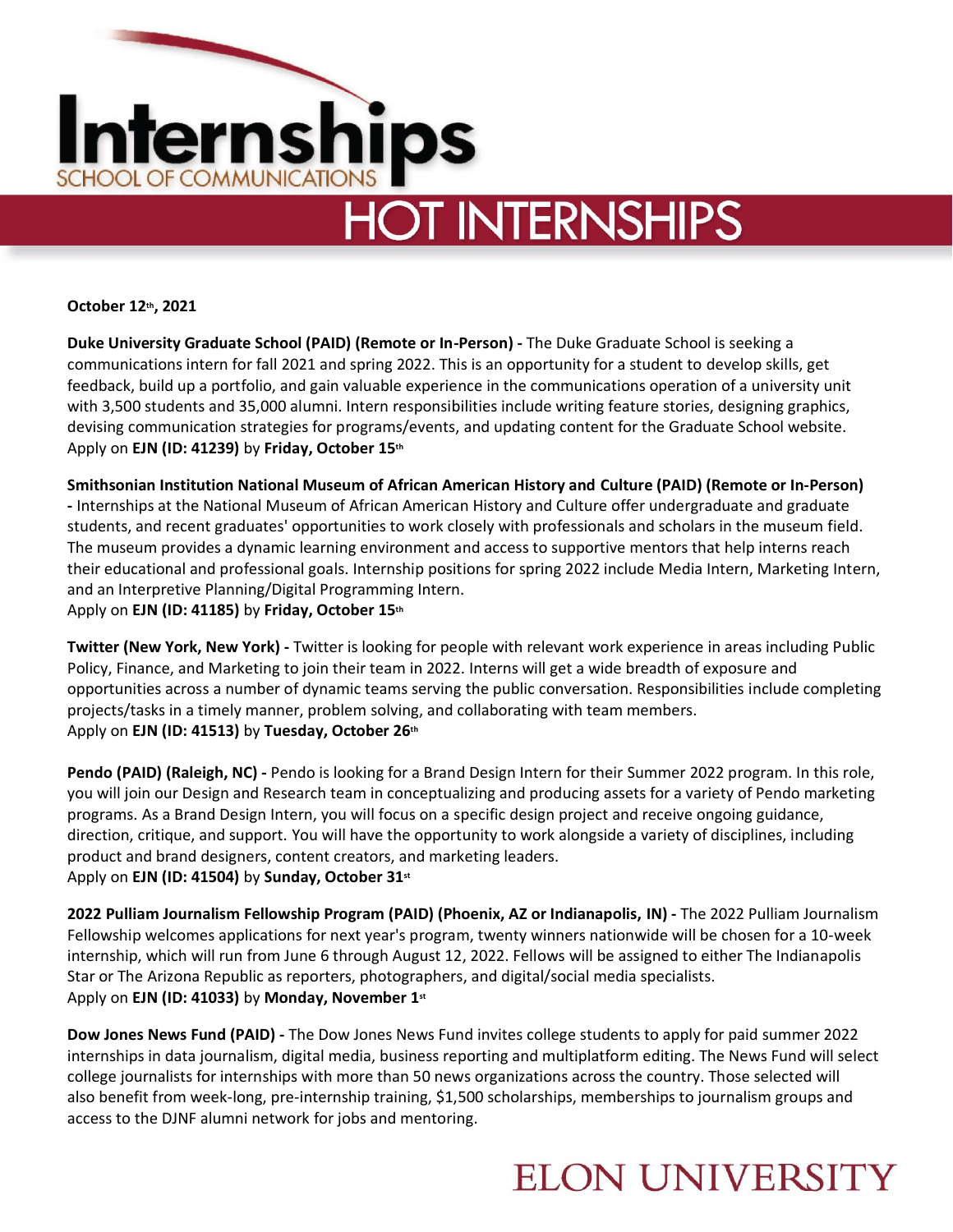# Internships

SCHOOL OF COMMUNICATIONS

# HOT INTERNSHIPS

**October 12th, 2021**

**Duke University Graduate School (PAID) (Remote or In-Person) -** The Duke Graduate School is seeking a communications intern for fall 2021 and spring 2022. This is an opportunity for a student to develop skills, get feedback, build up a portfolio, and gain valuable experience in the communications operation of a university unit with 3,500 students and 35,000 alumni. Intern responsibilities include writing feature stories, designing graphics, devising communication strategies for programs/events, and updating content for the Graduate School website.
Apply on **EJN (ID: 41239)** by **Friday, October 15th**

**Smithsonian Institution National Museum of African American History and Culture (PAID) (Remote or In-Person) -** Internships at the National Museum of African American History and Culture offer undergraduate and graduate students, and recent graduates' opportunities to work closely with professionals and scholars in the museum field. The museum provides a dynamic learning environment and access to supportive mentors that help interns reach their educational and professional goals. Internship positions for spring 2022 include Media Intern, Marketing Intern, and an Interpretive Planning/Digital Programming Intern.
Apply on **EJN (ID: 41185)** by **Friday, October 15th**

**Twitter (New York, New York) -** Twitter is looking for people with relevant work experience in areas including Public Policy, Finance, and Marketing to join their team in 2022. Interns will get a wide breadth of exposure and opportunities across a number of dynamic teams serving the public conversation. Responsibilities include completing projects/tasks in a timely manner, problem solving, and collaborating with team members.
Apply on **EJN (ID: 41513)** by **Tuesday, October 26th**

**Pendo (PAID) (Raleigh, NC) -** Pendo is looking for a Brand Design Intern for their Summer 2022 program. In this role, you will join our Design and Research team in conceptualizing and producing assets for a variety of Pendo marketing programs. As a Brand Design Intern, you will focus on a specific design project and receive ongoing guidance, direction, critique, and support. You will have the opportunity to work alongside a variety of disciplines, including product and brand designers, content creators, and marketing leaders.
Apply on **EJN (ID: 41504)** by **Sunday, October 31st**

**2022 Pulliam Journalism Fellowship Program (PAID) (Phoenix, AZ or Indianapolis, IN) -** The 2022 Pulliam Journalism Fellowship welcomes applications for next year's program, twenty winners nationwide will be chosen for a 10-week internship, which will run from June 6 through August 12, 2022. Fellows will be assigned to either The Indianapolis Star or The Arizona Republic as reporters, photographers, and digital/social media specialists.
Apply on **EJN (ID: 41033)** by **Monday, November 1st**

**Dow Jones News Fund (PAID) -** The Dow Jones News Fund invites college students to apply for paid summer 2022 internships in data journalism, digital media, business reporting and multiplatform editing. The News Fund will select college journalists for internships with more than 50 news organizations across the country. Those selected will also benefit from week-long, pre-internship training, $1,500 scholarships, memberships to journalism groups and access to the DJNF alumni network for jobs and mentoring.

ELON UNIVERSITY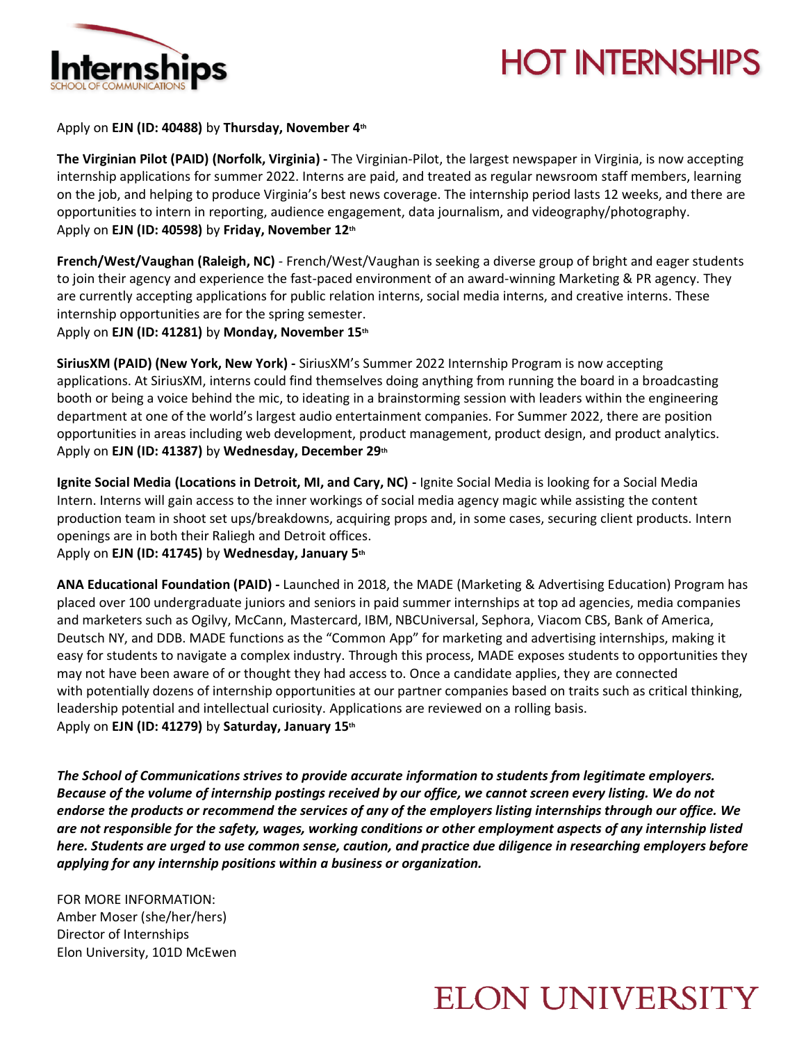Apply on **EJN (ID: 40488)** by **Thursday, November 4th**

**The Virginian Pilot (PAID) (Norfolk, Virginia) -** The Virginian-Pilot, the largest newspaper in Virginia, is now accepting internship applications for summer 2022. Interns are paid, and treated as regular newsroom staff members, learning on the job, and helping to produce Virginia's best news coverage. The internship period lasts 12 weeks, and there are opportunities to intern in reporting, audience engagement, data journalism, and videography/photography.
Apply on **EJN (ID: 40598)** by **Friday, November 12th**

**French/West/Vaughan (Raleigh, NC)** - French/West/Vaughan is seeking a diverse group of bright and eager students to join their agency and experience the fast-paced environment of an award-winning Marketing & PR agency. They are currently accepting applications for public relation interns, social media interns, and creative interns. These internship opportunities are for the spring semester.
Apply on **EJN (ID: 41281)** by **Monday, November 15th**

**SiriusXM (PAID) (New York, New York) -** SiriusXM's Summer 2022 Internship Program is now accepting applications. At SiriusXM, interns could find themselves doing anything from running the board in a broadcasting booth or being a voice behind the mic, to ideating in a brainstorming session with leaders within the engineering department at one of the world's largest audio entertainment companies. For Summer 2022, there are position opportunities in areas including web development, product management, product design, and product analytics.
Apply on **EJN (ID: 41387)** by **Wednesday, December 29th**

**Ignite Social Media (Locations in Detroit, MI, and Cary, NC) -** Ignite Social Media is looking for a Social Media Intern. Interns will gain access to the inner workings of social media agency magic while assisting the content production team in shoot set ups/breakdowns, acquiring props and, in some cases, securing client products. Intern openings are in both their Raliegh and Detroit offices.
Apply on **EJN (ID: 41745)** by **Wednesday, January 5th**

**ANA Educational Foundation (PAID) -** Launched in 2018, the MADE (Marketing & Advertising Education) Program has placed over 100 undergraduate juniors and seniors in paid summer internships at top ad agencies, media companies and marketers such as Ogilvy, McCann, Mastercard, IBM, NBCUniversal, Sephora, Viacom CBS, Bank of America, Deutsch NY, and DDB. MADE functions as the "Common App" for marketing and advertising internships, making it easy for students to navigate a complex industry. Through this process, MADE exposes students to opportunities they may not have been aware of or thought they had access to. Once a candidate applies, they are connected with potentially dozens of internship opportunities at our partner companies based on traits such as critical thinking, leadership potential and intellectual curiosity. Applications are reviewed on a rolling basis.
Apply on **EJN (ID: 41279)** by **Saturday, January 15th**

***The School of Communications strives to provide accurate information to students from legitimate employers. Because of the volume of internship postings received by our office, we cannot screen every listing. We do not endorse the products or recommend the services of any of the employers listing internships through our office. We are not responsible for the safety, wages, working conditions or other employment aspects of any internship listed here. Students are urged to use common sense, caution, and practice due diligence in researching employers before applying for any internship positions within a business or organization.***

FOR MORE INFORMATION:
Amber Moser (she/her/hers)
Director of Internships
Elon University, 101D McEwen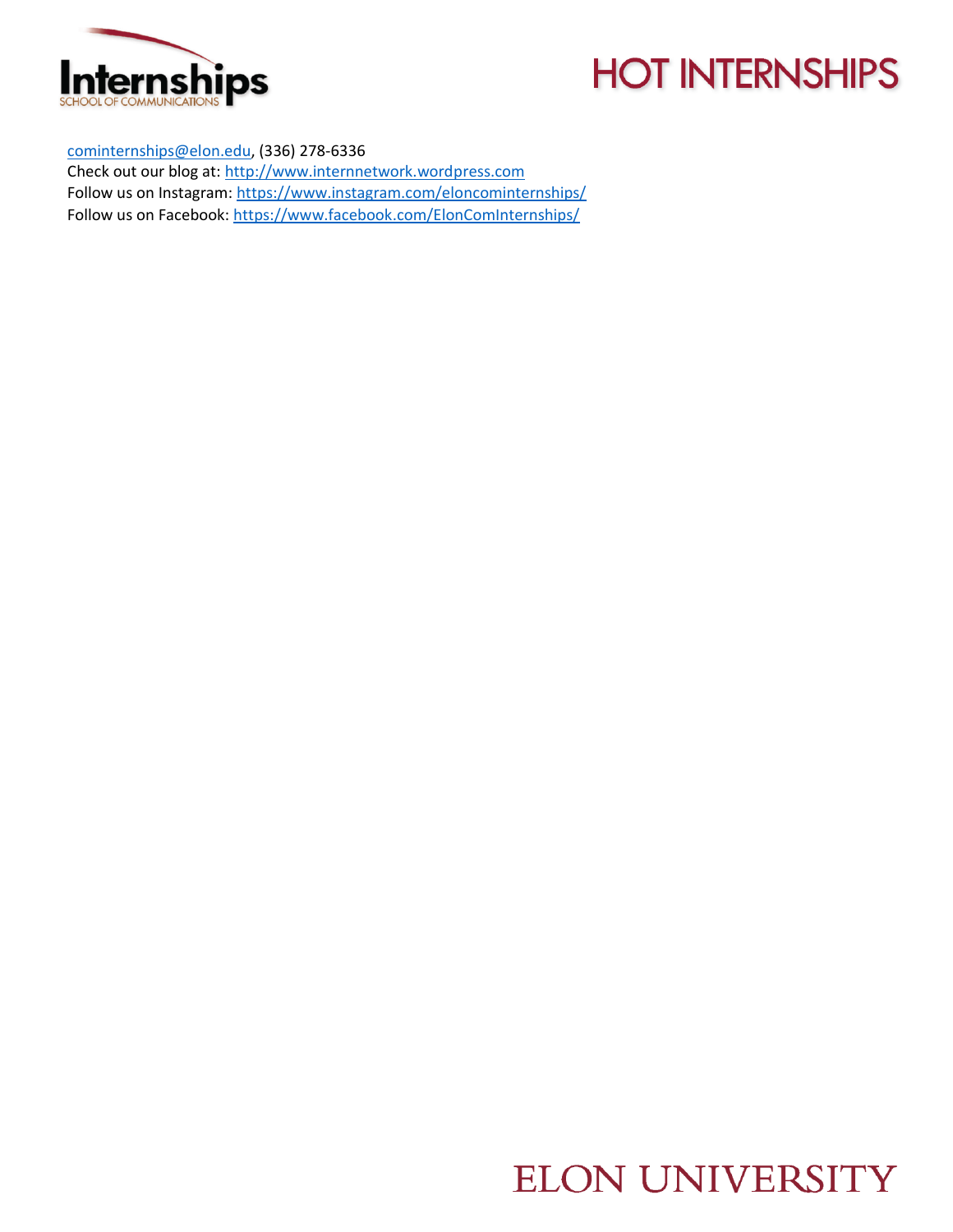cominternships@elon.edu, (336) 278-6336
Check out our blog at: http://www.internnetwork.wordpress.com
Follow us on Instagram: https://www.instagram.com/eloncominternships/
Follow us on Facebook: https://www.facebook.com/ElonComInternships/